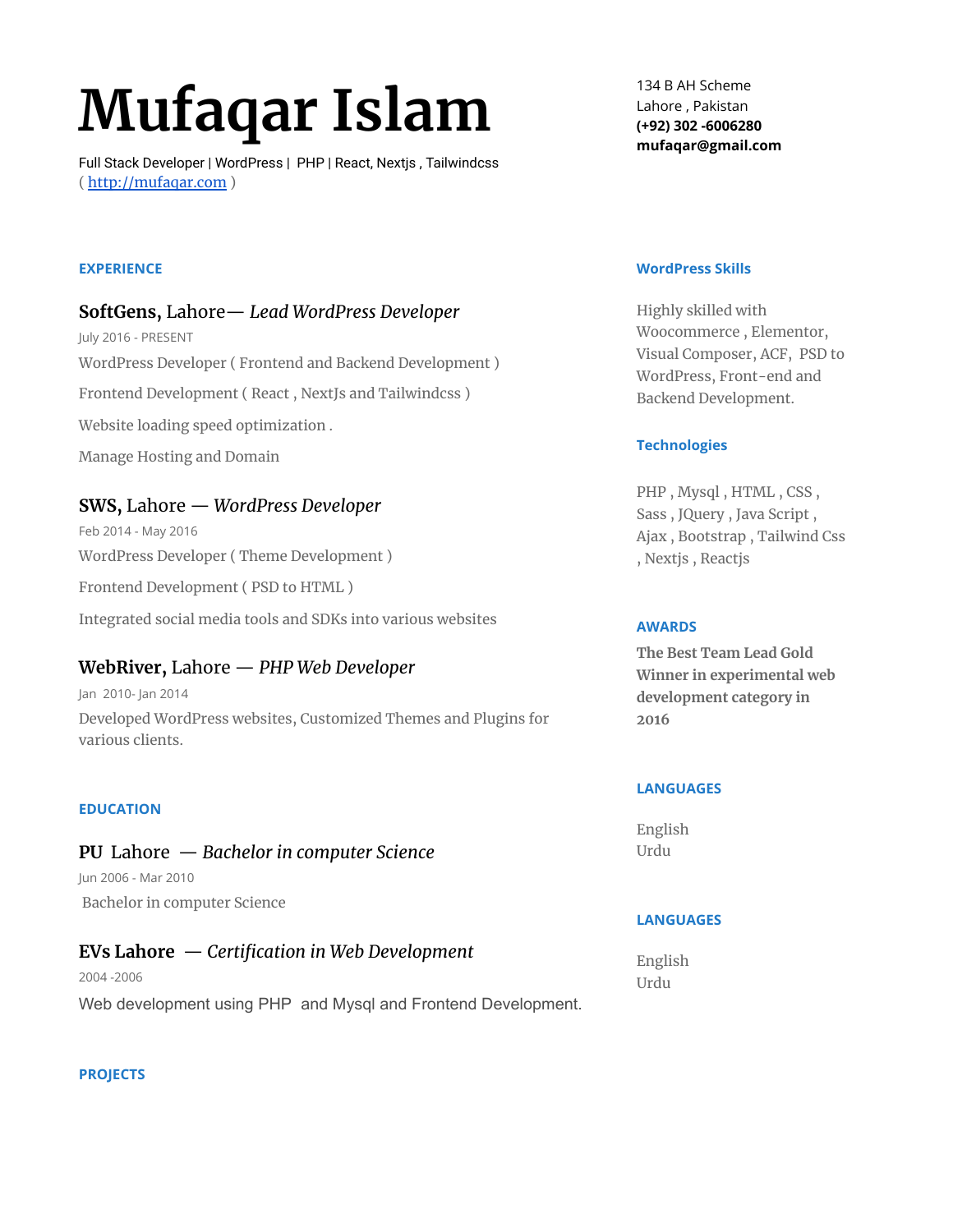# Mufaqar Islam

Full Stack Developer | WordPress | PHP | React, Nextjs , Tailwindcss
( [http://mufaqar.com](http://mufaqar.com) )

134 B AH Scheme
Lahore , Pakistan
**(+92) 302 -6006280**
**mufaqar@gmail.com**

## EXPERIENCE

### **SoftGens,** Lahore— *Lead WordPress Developer*

July 2016 - PRESENT

WordPress Developer ( Frontend and Backend Development )

Frontend Development ( React , NextJs and Tailwindcss )

Website loading speed optimization .

Manage Hosting and Domain

### **SWS,** Lahore — *WordPress Developer*

Feb 2014 - May 2016

WordPress Developer ( Theme Development )

Frontend Development ( PSD to HTML )

Integrated social media tools and SDKs into various websites

### **WebRiver,** Lahore — *PHP Web Developer*

Jan 2010- Jan 2014

Developed WordPress websites, Customized Themes and Plugins for various clients.

## EDUCATION

### **PU** Lahore — *Bachelor in computer Science*

Jun 2006 - Mar 2010

Bachelor in computer Science

### **EVs Lahore** — *Certification in Web Development*

2004 -2006

Web development using PHP and Mysql and Frontend Development.

## PROJECTS

## WordPress Skills

Highly skilled with Woocommerce , Elementor, Visual Composer, ACF, PSD to WordPress, Front-end and Backend Development.

## Technologies

PHP , Mysql , HTML , CSS , Sass , JQuery , Java Script , Ajax , Bootstrap , Tailwind Css , Nextjs , Reactjs

## AWARDS

**The Best Team Lead Gold Winner in experimental web development category in 2016**

## LANGUAGES

English
Urdu

## LANGUAGES

English
Urdu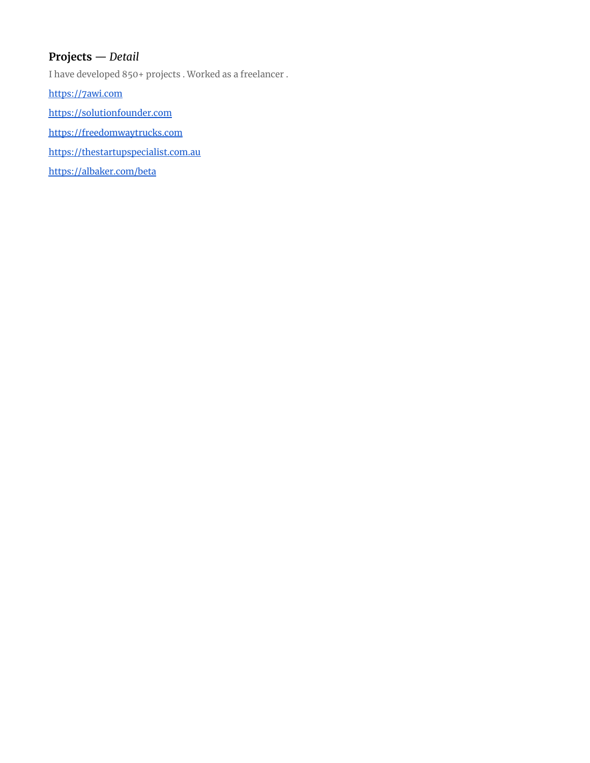## **Projects** — *Detail*

I have developed 850+ projects . Worked as a freelancer .

https://7awi.com

https://solutionfounder.com

https://freedomwaytrucks.com

https://thestartupspecialist.com.au

https://albaker.com/beta